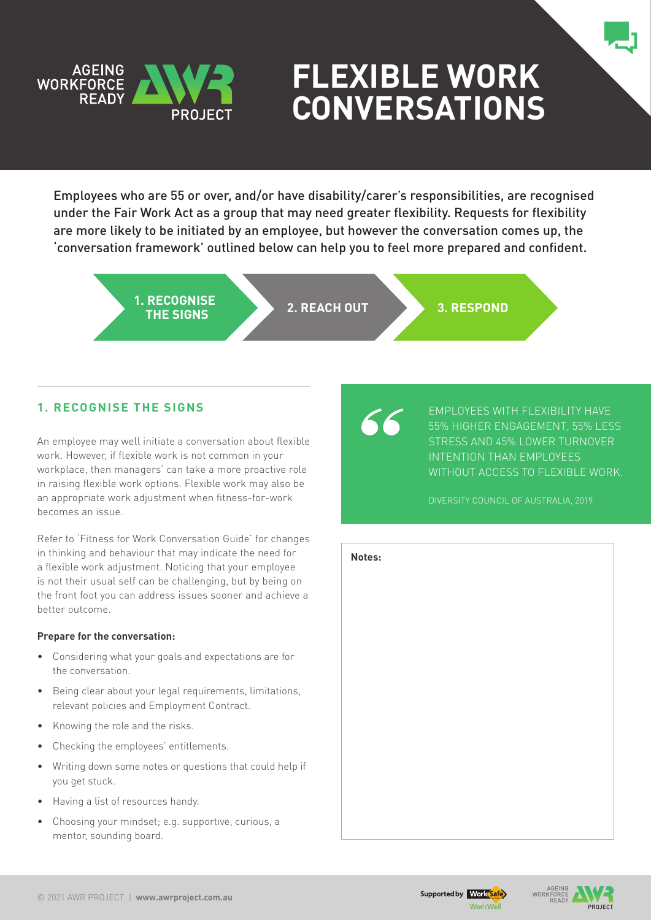# FLEXIBLE WORK CONVERSATIONS

Employees who are 55 or over, and/or have disability/carer's responsibilities, are recognised under the Fair Work Act as a group that may need greater flexibility. Requests for flexibility are more likely to be initiated by an employee, but however the conversation comes up, the 'conversation framework' outlined below can help you to feel more prepared and confident.

**1. RECOGNISE THE SIGNS** → **2. REACH OUT** → **3. RESPOND**

## 1. RECOGNISE THE SIGNS

An employee may well initiate a conversation about flexible work. However, if flexible work is not common in your workplace, then managers' can take a more proactive role in raising flexible work options. Flexible work may also be an appropriate work adjustment when fitness-for-work becomes an issue.

Refer to 'Fitness for Work Conversation Guide' for changes in thinking and behaviour that may indicate the need for a flexible work adjustment. Noticing that your employee is not their usual self can be challenging, but by being on the front foot you can address issues sooner and achieve a better outcome.

**Prepare for the conversation:**

- Considering what your goals and expectations are for the conversation.
- Being clear about your legal requirements, limitations, relevant policies and Employment Contract.
- Knowing the role and the risks.
- Checking the employees' entitlements.
- Writing down some notes or questions that could help if you get stuck.
- Having a list of resources handy.
- Choosing your mindset; e.g. supportive, curious, a mentor, sounding board.

> EMPLOYEES WITH FLEXIBILITY HAVE 55% HIGHER ENGAGEMENT, 55% LESS STRESS AND 45% LOWER TURNOVER INTENTION THAN EMPLOYEES WITHOUT ACCESS TO FLEXIBLE WORK.
>
> DIVERSITY COUNCIL OF AUSTRALIA, 2019

**Notes:**

© 2021 AWR PROJECT | **www.awrproject.com.au**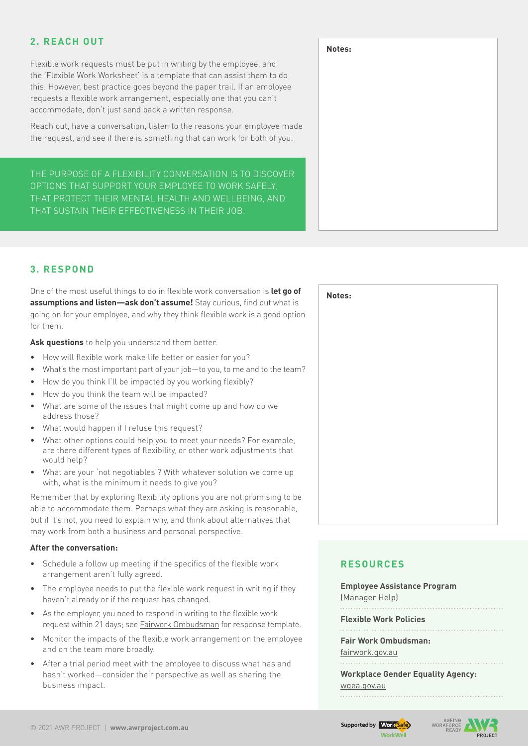## 2. REACH OUT

Flexible work requests must be put in writing by the employee, and the 'Flexible Work Worksheet' is a template that can assist them to do this. However, best practice goes beyond the paper trail. If an employee requests a flexible work arrangement, especially one that you can't accommodate, don't just send back a written response.

Reach out, have a conversation, listen to the reasons your employee made the request, and see if there is something that can work for both of you.

THE PURPOSE OF A FLEXIBILITY CONVERSATION IS TO DISCOVER OPTIONS THAT SUPPORT YOUR EMPLOYEE TO WORK SAFELY, THAT PROTECT THEIR MENTAL HEALTH AND WELLBEING, AND THAT SUSTAIN THEIR EFFECTIVENESS IN THEIR JOB.

**Notes:**

## 3. RESPOND

One of the most useful things to do in flexible work conversation is **let go of assumptions and listen—ask don't assume!** Stay curious, find out what is going on for your employee, and why they think flexible work is a good option for them.

**Ask questions** to help you understand them better.

- How will flexible work make life better or easier for you?
- What's the most important part of your job—to you, to me and to the team?
- How do you think I'll be impacted by you working flexibly?
- How do you think the team will be impacted?
- What are some of the issues that might come up and how do we address those?
- What would happen if I refuse this request?
- What other options could help you to meet your needs? For example, are there different types of flexibility, or other work adjustments that would help?
- What are your 'not negotiables'? With whatever solution we come up with, what is the minimum it needs to give you?

Remember that by exploring flexibility options you are not promising to be able to accommodate them. Perhaps what they are asking is reasonable, but if it's not, you need to explain why, and think about alternatives that may work from both a business and personal perspective.

**After the conversation:**

- Schedule a follow up meeting if the specifics of the flexible work arrangement aren't fully agreed.
- The employee needs to put the flexible work request in writing if they haven't already or if the request has changed.
- As the employer, you need to respond in writing to the flexible work request within 21 days; see Fairwork Ombudsman for response template.
- Monitor the impacts of the flexible work arrangement on the employee and on the team more broadly.
- After a trial period meet with the employee to discuss what has and hasn't worked—consider their perspective as well as sharing the business impact.

**Notes:**

## RESOURCES

**Employee Assistance Program**
(Manager Help)

**Flexible Work Policies**

**Fair Work Ombudsman:**
fairwork.gov.au

**Workplace Gender Equality Agency:**
wgea.gov.au

© 2021 AWR PROJECT | **www.awrproject.com.au**

Supported by WorkSafe WorkWell

AGEING WORKFORCE READY AWR PROJECT